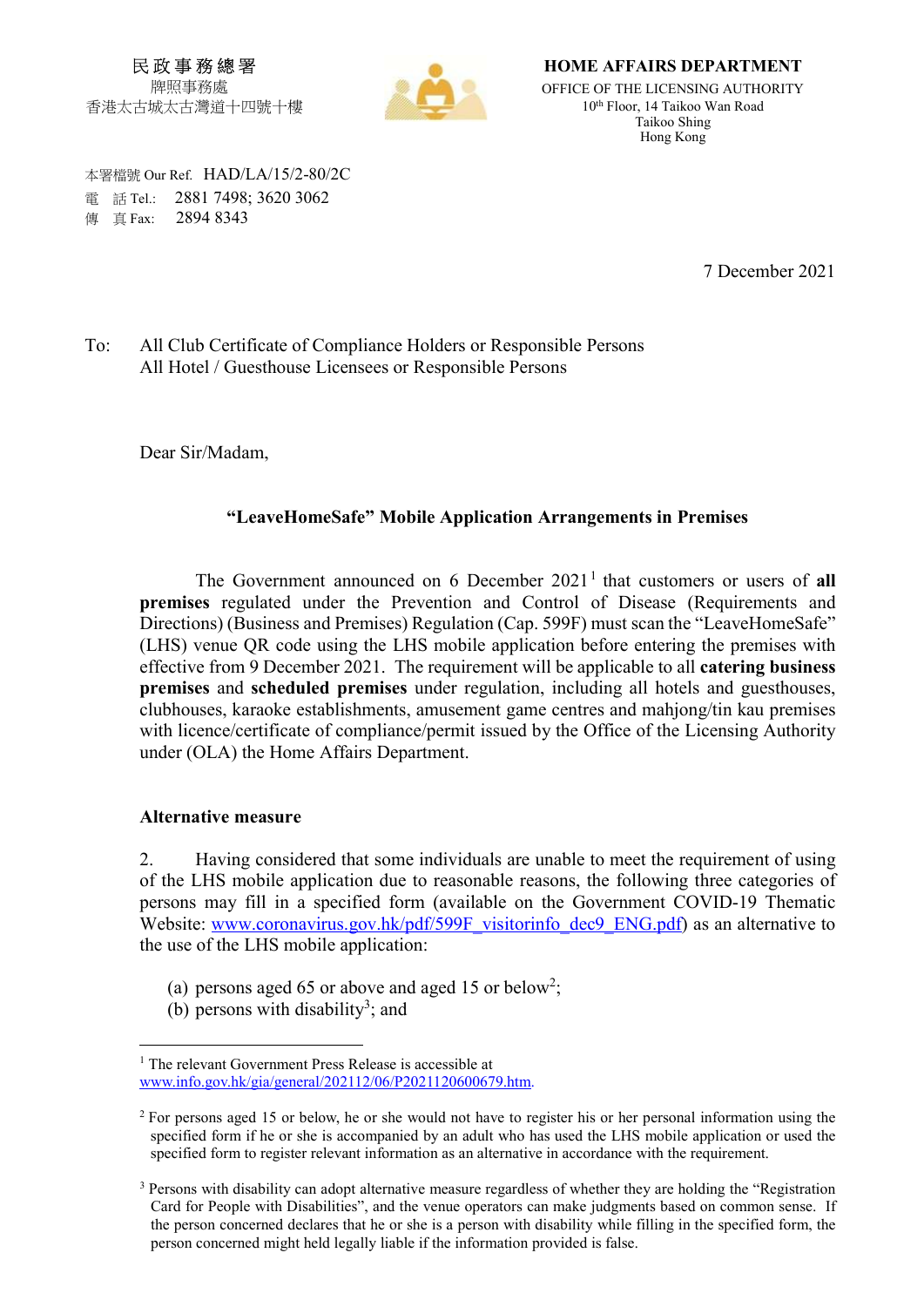民政事務總署
牌照事務處
香港太古城太古灣道十四號十樓

**HOME AFFAIRS DEPARTMENT**
OFFICE OF THE LICENSING AUTHORITY
10th Floor, 14 Taikoo Wan Road
Taikoo Shing
Hong Kong

本署檔號 Our Ref. HAD/LA/15/2-80/2C
電　話 Tel.: 2881 7498; 3620 3062
傳　真 Fax: 2894 8343

7 December 2021

To: All Club Certificate of Compliance Holders or Responsible Persons
All Hotel / Guesthouse Licensees or Responsible Persons

Dear Sir/Madam,

**"LeaveHomeSafe" Mobile Application Arrangements in Premises**

The Government announced on 6 December 2021[1] that customers or users of **all premises** regulated under the Prevention and Control of Disease (Requirements and Directions) (Business and Premises) Regulation (Cap. 599F) must scan the "LeaveHomeSafe" (LHS) venue QR code using the LHS mobile application before entering the premises with effective from 9 December 2021. The requirement will be applicable to all **catering business premises** and **scheduled premises** under regulation, including all hotels and guesthouses, clubhouses, karaoke establishments, amusement game centres and mahjong/tin kau premises with licence/certificate of compliance/permit issued by the Office of the Licensing Authority under (OLA) the Home Affairs Department.

**Alternative measure**

2. Having considered that some individuals are unable to meet the requirement of using of the LHS mobile application due to reasonable reasons, the following three categories of persons may fill in a specified form (available on the Government COVID-19 Thematic Website: www.coronavirus.gov.hk/pdf/599F_visitorinfo_dec9_ENG.pdf) as an alternative to the use of the LHS mobile application:

(a) persons aged 65 or above and aged 15 or below[2];
(b) persons with disability[3]; and

---

[1] The relevant Government Press Release is accessible at www.info.gov.hk/gia/general/202112/06/P2021120600679.htm.

[2] For persons aged 15 or below, he or she would not have to register his or her personal information using the specified form if he or she is accompanied by an adult who has used the LHS mobile application or used the specified form to register relevant information as an alternative in accordance with the requirement.

[3] Persons with disability can adopt alternative measure regardless of whether they are holding the "Registration Card for People with Disabilities", and the venue operators can make judgments based on common sense. If the person concerned declares that he or she is a person with disability while filling in the specified form, the person concerned might held legally liable if the information provided is false.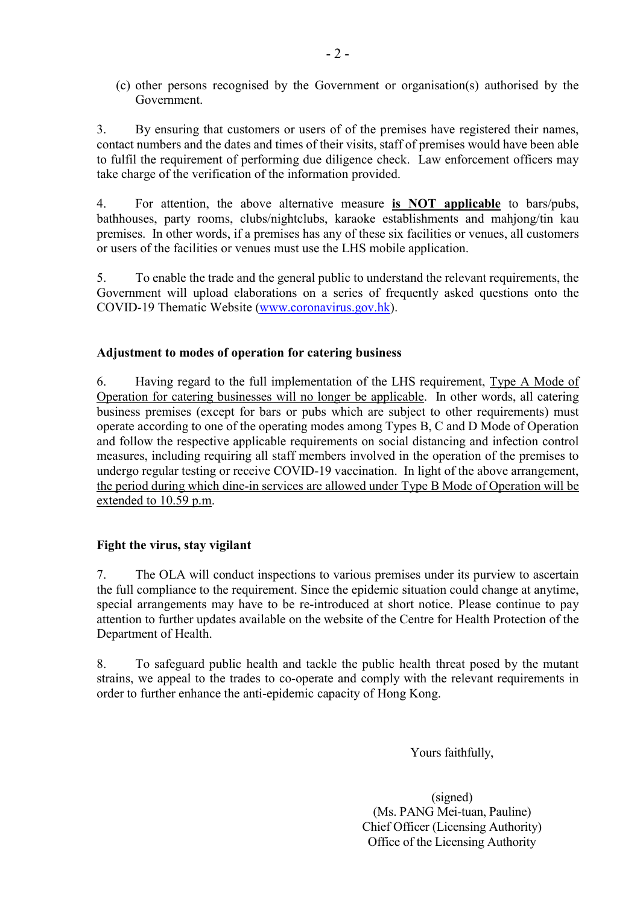(c) other persons recognised by the Government or organisation(s) authorised by the Government.

3. By ensuring that customers or users of of the premises have registered their names, contact numbers and the dates and times of their visits, staff of premises would have been able to fulfil the requirement of performing due diligence check. Law enforcement officers may take charge of the verification of the information provided.

4. For attention, the above alternative measure **is NOT applicable** to bars/pubs, bathhouses, party rooms, clubs/nightclubs, karaoke establishments and mahjong/tin kau premises. In other words, if a premises has any of these six facilities or venues, all customers or users of the facilities or venues must use the LHS mobile application.

5. To enable the trade and the general public to understand the relevant requirements, the Government will upload elaborations on a series of frequently asked questions onto the COVID-19 Thematic Website (www.coronavirus.gov.hk).

**Adjustment to modes of operation for catering business**

6. Having regard to the full implementation of the LHS requirement, Type A Mode of Operation for catering businesses will no longer be applicable. In other words, all catering business premises (except for bars or pubs which are subject to other requirements) must operate according to one of the operating modes among Types B, C and D Mode of Operation and follow the respective applicable requirements on social distancing and infection control measures, including requiring all staff members involved in the operation of the premises to undergo regular testing or receive COVID-19 vaccination. In light of the above arrangement, the period during which dine-in services are allowed under Type B Mode of Operation will be extended to 10.59 p.m.

**Fight the virus, stay vigilant**

7. The OLA will conduct inspections to various premises under its purview to ascertain the full compliance to the requirement. Since the epidemic situation could change at anytime, special arrangements may have to be re-introduced at short notice. Please continue to pay attention to further updates available on the website of the Centre for Health Protection of the Department of Health.

8. To safeguard public health and tackle the public health threat posed by the mutant strains, we appeal to the trades to co-operate and comply with the relevant requirements in order to further enhance the anti-epidemic capacity of Hong Kong.

Yours faithfully,

(signed)
(Ms. PANG Mei-tuan, Pauline)
Chief Officer (Licensing Authority)
Office of the Licensing Authority